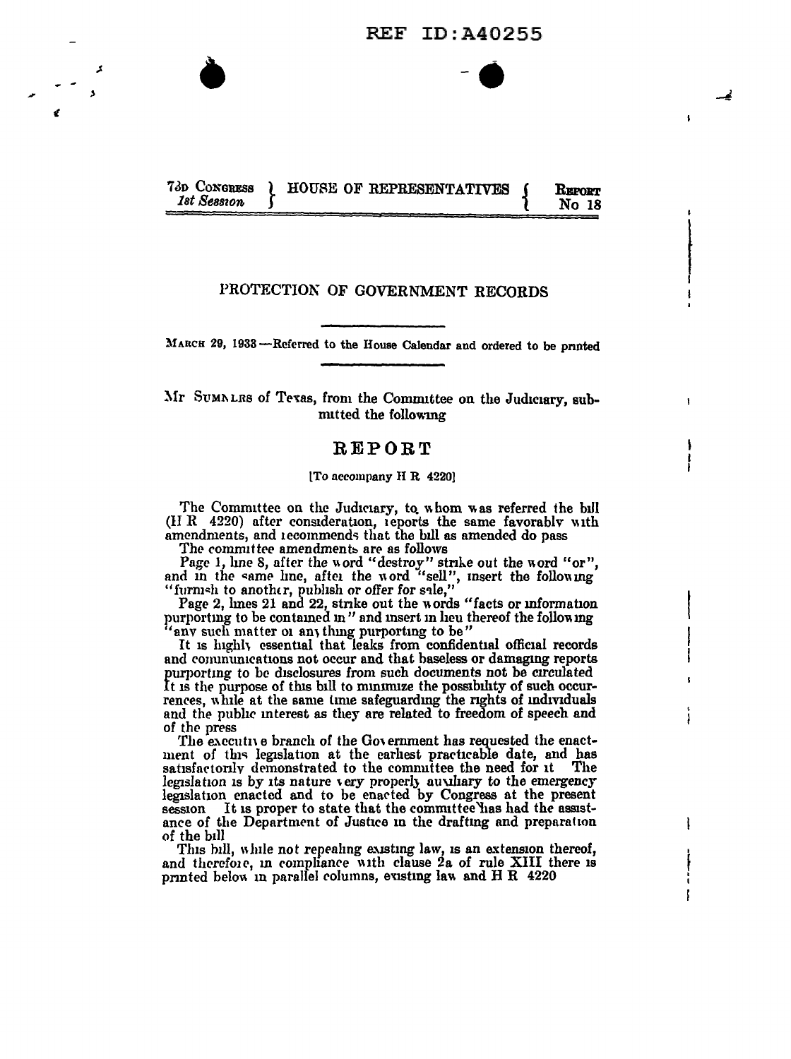73D CONGRESS 1st Session | HOUSE OF REPRESENTATIVES | REPORT No 18

# PROTECTION OF GOVERNMENT RECORDS

MARCH 29, 1933—Referred to the House Calendar and ordered to be printed

Mr SUMNERS of Texas, from the Committee on the Judiciary, submitted the following

## REPORT

[To accompany H R 4220]

The Committee on the Judiciary, to whom was referred the bill (H R 4220) after consideration, reports the same favorably with amendments, and recommends that the bill as amended do pass

The committee amendments are as follows

Page 1, line 8, after the word "destroy" strike out the word "or", and in the same line, after the word "sell", insert the following "furnish to another, publish or offer for sale,"

Page 2, lines 21 and 22, strike out the words "facts or information purporting to be contained in" and insert in lieu thereof the following "any such matter or anything purporting to be"

It is highly essential that leaks from confidential official records and communications not occur and that baseless or damaging reports purporting to be disclosures from such documents not be circulated It is the purpose of this bill to minimize the possibility of such occurrences, while at the same time safeguarding the rights of individuals and the public interest as they are related to freedom of speech and of the press

The executive branch of the Government has requested the enactment of this legislation at the earliest practicable date, and has satisfactorily demonstrated to the committee the need for it The legislation is by its nature very properly auxiliary to the emergency legislation enacted and to be enacted by Congress at the present session It is proper to state that the committee has had the assistance of the Department of Justice in the drafting and preparation of the bill

This bill, while not repealing existing law, is an extension thereof, and therefore, in compliance with clause 2a of rule XIII there is printed below in parallel columns, existing law and H R 4220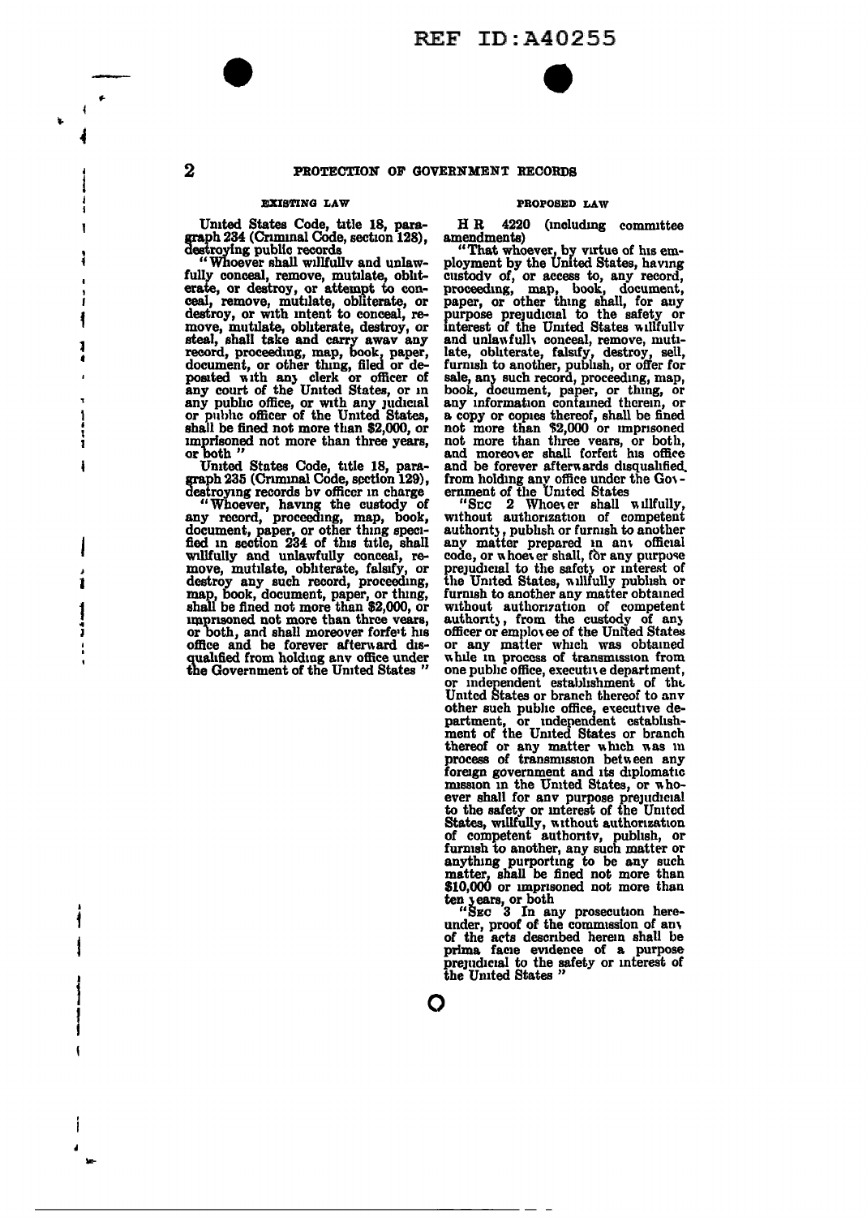REF ID:A40255

## PROTECTION OF GOVERNMENT RECORDS

### EXISTING LAW

United States Code, title 18, paragraph 234 (Criminal Code, section 128), destroying public records

"Whoever shall willfully and unlawfully conceal, remove, mutilate, obliterate, or destroy, or attempt to conceal, remove, mutilate, obliterate, or destroy, or with intent to conceal, remove, mutilate, obliterate, destroy, or steal, shall take and carry away any record, proceeding, map, book, paper, document, or other thing, filed or deposited with any clerk or officer of any court of the United States, or in any public office, or with any judicial or public officer of the United States, shall be fined not more than $2,000, or imprisoned not more than three years, or both"

United States Code, title 18, paragraph 235 (Criminal Code, section 129), destroying records by officer in charge

"Whoever, having the custody of any record, proceeding, map, book, document, paper, or other thing specified in section 234 of this title, shall willfully and unlawfully conceal, remove, mutilate, obliterate, falsify, or destroy any such record, proceeding, map, book, document, paper, or thing, shall be fined not more than $2,000, or imprisoned not more than three years, or both, and shall moreover forfeit his office and be forever afterward disqualified from holding any office under the Government of the United States"

### PROPOSED LAW

H R 4220 (including committee amendments)

"That whoever, by virtue of his employment by the United States, having custody of, or access to, any record, proceeding, map, book, document, paper, or other thing shall, for any purpose prejudicial to the safety or interest of the United States willfully and unlawfully conceal, remove, mutilate, obliterate, falsify, destroy, sell, furnish to another, publish, or offer for sale, any such record, proceeding, map, book, document, paper, or thing, or any information contained therein, or a copy or copies thereof, shall be fined not more than $2,000 or imprisoned not more than three years, or both, and moreover shall forfeit his office and be forever afterwards disqualified from holding any office under the Government of the United States

"Sec 2 Whoever shall willfully, without authorization of competent authority, publish or furnish to another any matter prepared in any official code, or whoever shall, for any purpose prejudicial to the safety or interest of the United States, willfully publish or furnish to another any matter obtained without authorization of competent authority, from the custody of any officer or employee of the United States or any matter which was obtained while in process of transmission from one public office, executive department, or independent establishment of the United States or branch thereof to any other such public office, executive department, or independent establishment of the United States or branch thereof or any matter which was in process of transmission between any foreign government and its diplomatic mission in the United States, or whoever shall for any purpose prejudicial to the safety or interest of the United States, willfully, without authorization of competent authority, publish, or furnish to another, any such matter or anything purporting to be any such matter, shall be fined not more than $10,000 or imprisoned not more than ten years, or both

"Sec 3 In any prosecution hereunder, proof of the commission of any of the acts described herein shall be prima facie evidence of a purpose prejudicial to the safety or interest of the United States"